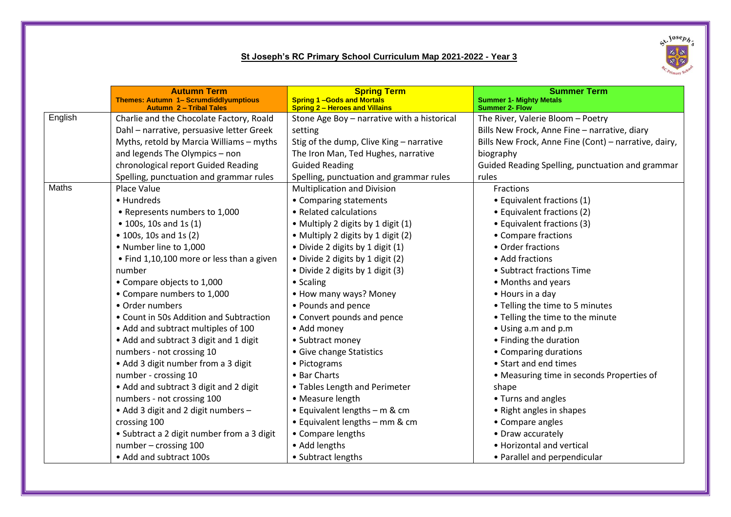# St Joseph's RC Primary School Curriculum Map 2021-2022 - Year 3

| | **Autumn Term**<br>**Themes: Autumn 1– Scrumdiddlyumptious**<br>**Autumn 2 – Tribal Tales** | **Spring Term**<br>**Spring 1 –Gods and Mortals**<br>**Spring 2 – Heroes and Villains** | **Summer Term**<br>**Summer 1- Mighty Metals**<br>**Summer 2- Flow** |
|---|---|---|---|
| English | Charlie and the Chocolate Factory, Roald Dahl – narrative, persuasive letter Greek Myths, retold by Marcia Williams – myths and legends The Olympics – non chronological report Guided Reading Spelling, punctuation and grammar rules | Stone Age Boy – narrative with a historical setting<br>Stig of the dump, Clive King – narrative<br>The Iron Man, Ted Hughes, narrative<br>Guided Reading<br>Spelling, punctuation and grammar rules | The River, Valerie Bloom – Poetry<br>Bills New Frock, Anne Fine – narrative, diary<br>Bills New Frock, Anne Fine (Cont) – narrative, dairy, biography<br>Guided Reading Spelling, punctuation and grammar rules |
| Maths | Place Value<br>• Hundreds<br>• Represents numbers to 1,000<br>• 100s, 10s and 1s (1)<br>• 100s, 10s and 1s (2)<br>• Number line to 1,000<br>• Find 1,10,100 more or less than a given number<br>• Compare objects to 1,000<br>• Compare numbers to 1,000<br>• Order numbers<br>• Count in 50s Addition and Subtraction<br>• Add and subtract multiples of 100<br>• Add and subtract 3 digit and 1 digit numbers - not crossing 10<br>• Add 3 digit number from a 3 digit number - crossing 10<br>• Add and subtract 3 digit and 2 digit numbers - not crossing 100<br>• Add 3 digit and 2 digit numbers – crossing 100<br>• Subtract a 2 digit number from a 3 digit number – crossing 100<br>• Add and subtract 100s | Multiplication and Division<br>• Comparing statements<br>• Related calculations<br>• Multiply 2 digits by 1 digit (1)<br>• Multiply 2 digits by 1 digit (2)<br>• Divide 2 digits by 1 digit (1)<br>• Divide 2 digits by 1 digit (2)<br>• Divide 2 digits by 1 digit (3)<br>• Scaling<br>• How many ways? Money<br>• Pounds and pence<br>• Convert pounds and pence<br>• Add money<br>• Subtract money<br>• Give change Statistics<br>• Pictograms<br>• Bar Charts<br>• Tables Length and Perimeter<br>• Measure length<br>• Equivalent lengths – m & cm<br>• Equivalent lengths – mm & cm<br>• Compare lengths<br>• Add lengths<br>• Subtract lengths | Fractions<br>• Equivalent fractions (1)<br>• Equivalent fractions (2)<br>• Equivalent fractions (3)<br>• Compare fractions<br>• Order fractions<br>• Add fractions<br>• Subtract fractions Time<br>• Months and years<br>• Hours in a day<br>• Telling the time to 5 minutes<br>• Telling the time to the minute<br>• Using a.m and p.m<br>• Finding the duration<br>• Comparing durations<br>• Start and end times<br>• Measuring time in seconds Properties of shape<br>• Turns and angles<br>• Right angles in shapes<br>• Compare angles<br>• Draw accurately<br>• Horizontal and vertical<br>• Parallel and perpendicular |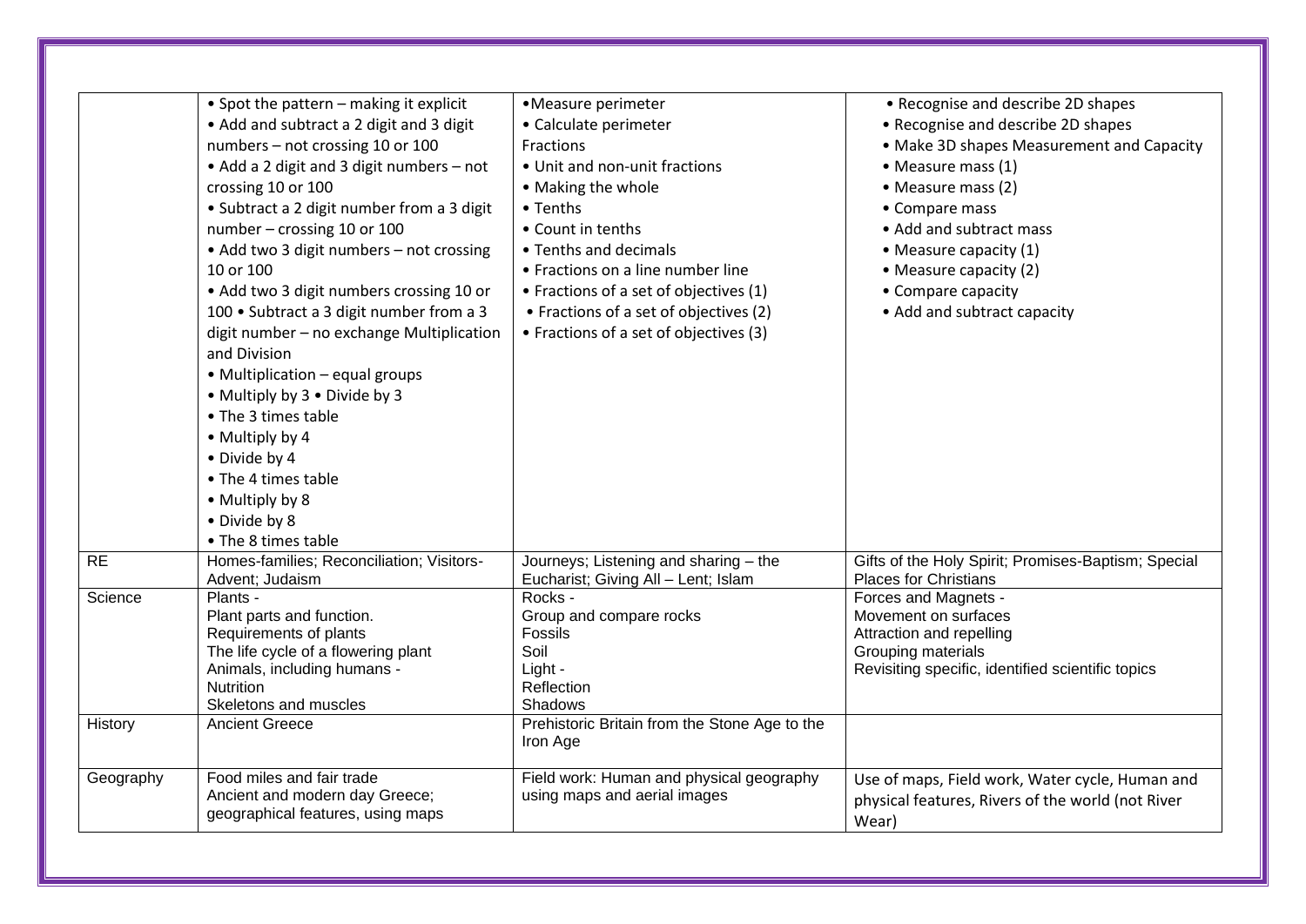| | | | |
|---|---|---|---|
| | • Spot the pattern – making it explicit<br>• Add and subtract a 2 digit and 3 digit numbers – not crossing 10 or 100<br>• Add a 2 digit and 3 digit numbers – not crossing 10 or 100<br>• Subtract a 2 digit number from a 3 digit number – crossing 10 or 100<br>• Add two 3 digit numbers – not crossing 10 or 100<br>• Add two 3 digit numbers crossing 10 or 100 • Subtract a 3 digit number from a 3 digit number – no exchange Multiplication and Division<br>• Multiplication – equal groups<br>• Multiply by 3 • Divide by 3<br>• The 3 times table<br>• Multiply by 4<br>• Divide by 4<br>• The 4 times table<br>• Multiply by 8<br>• Divide by 8<br>• The 8 times table | •Measure perimeter<br>• Calculate perimeter<br>Fractions<br>• Unit and non-unit fractions<br>• Making the whole<br>• Tenths<br>• Count in tenths<br>• Tenths and decimals<br>• Fractions on a line number line<br>• Fractions of a set of objectives (1)<br>• Fractions of a set of objectives (2)<br>• Fractions of a set of objectives (3) | • Recognise and describe 2D shapes<br>• Recognise and describe 2D shapes<br>• Make 3D shapes Measurement and Capacity<br>• Measure mass (1)<br>• Measure mass (2)<br>• Compare mass<br>• Add and subtract mass<br>• Measure capacity (1)<br>• Measure capacity (2)<br>• Compare capacity<br>• Add and subtract capacity |
| RE | Homes-families; Reconciliation; Visitors-Advent; Judaism | Journeys; Listening and sharing – the Eucharist; Giving All – Lent; Islam | Gifts of the Holy Spirit; Promises-Baptism; Special Places for Christians |
| Science | Plants -<br>Plant parts and function.<br>Requirements of plants<br>The life cycle of a flowering plant<br>Animals, including humans -<br>Nutrition<br>Skeletons and muscles | Rocks -<br>Group and compare rocks<br>Fossils<br>Soil<br>Light -<br>Reflection<br>Shadows | Forces and Magnets -<br>Movement on surfaces<br>Attraction and repelling<br>Grouping materials<br>Revisiting specific, identified scientific topics |
| History | Ancient Greece | Prehistoric Britain from the Stone Age to the Iron Age | |
| Geography | Food miles and fair trade<br>Ancient and modern day Greece; geographical features, using maps | Field work: Human and physical geography using maps and aerial images | Use of maps, Field work, Water cycle, Human and physical features, Rivers of the world (not River Wear) |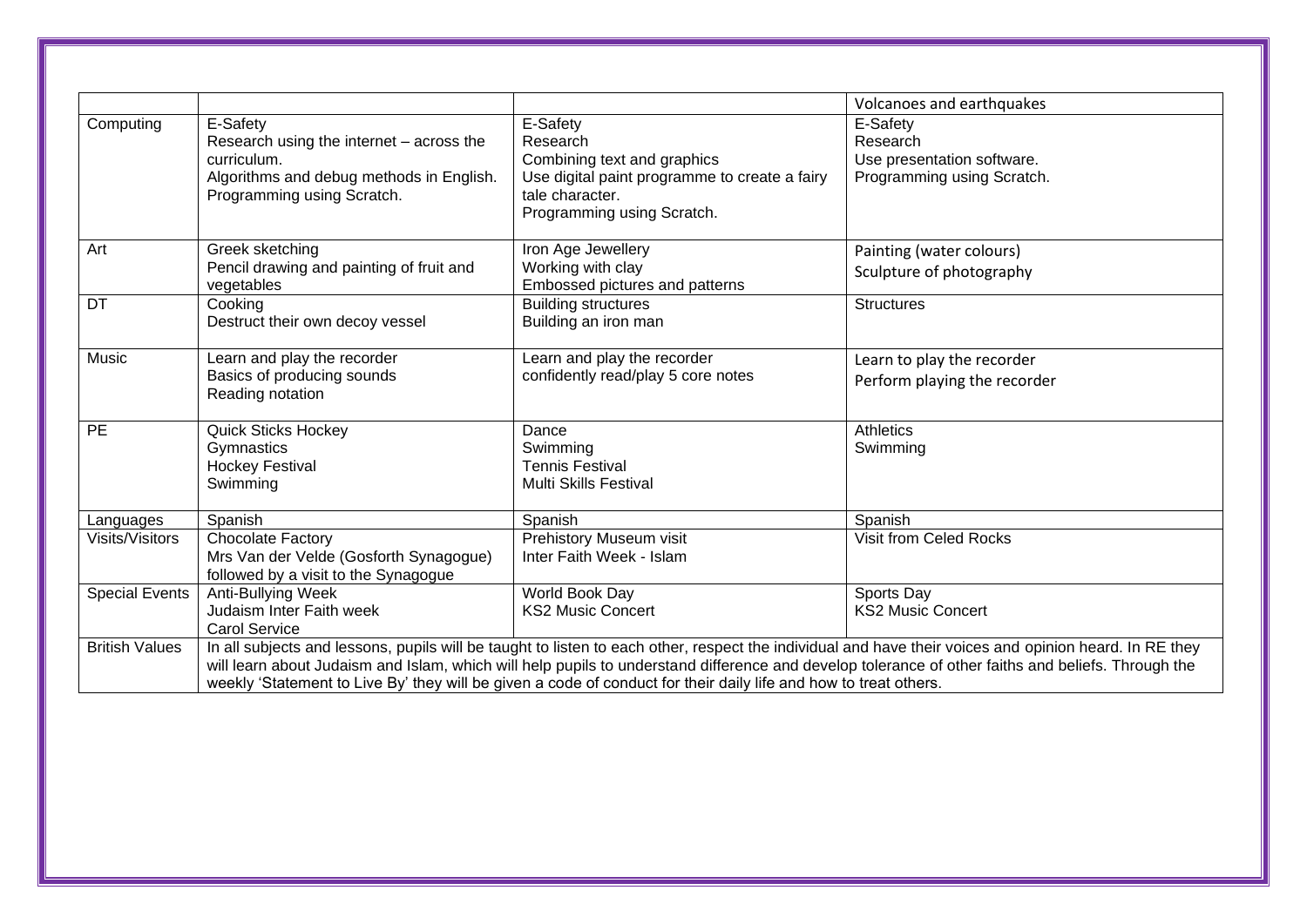| | | | |
|---|---|---|---|
| | | | Volcanoes and earthquakes |
| Computing | E-Safety<br>Research using the internet – across the curriculum.<br>Algorithms and debug methods in English.<br>Programming using Scratch. | E-Safety<br>Research<br>Combining text and graphics<br>Use digital paint programme to create a fairy tale character.<br>Programming using Scratch. | E-Safety<br>Research<br>Use presentation software.<br>Programming using Scratch. |
| Art | Greek sketching<br>Pencil drawing and painting of fruit and vegetables | Iron Age Jewellery<br>Working with clay<br>Embossed pictures and patterns | Painting (water colours)<br>Sculpture of photography |
| DT | Cooking<br>Destruct their own decoy vessel | Building structures<br>Building an iron man | Structures |
| Music | Learn and play the recorder<br>Basics of producing sounds<br>Reading notation | Learn and play the recorder<br>confidently read/play 5 core notes | Learn to play the recorder<br>Perform playing the recorder |
| PE | Quick Sticks Hockey<br>Gymnastics<br>Hockey Festival<br>Swimming | Dance<br>Swimming<br>Tennis Festival<br>Multi Skills Festival | Athletics<br>Swimming |
| Languages | Spanish | Spanish | Spanish |
| Visits/Visitors | Chocolate Factory<br>Mrs Van der Velde (Gosforth Synagogue) followed by a visit to the Synagogue | Prehistory Museum visit<br>Inter Faith Week - Islam | Visit from Celed Rocks |
| Special Events | Anti-Bullying Week<br>Judaism Inter Faith week<br>Carol Service | World Book Day<br>KS2 Music Concert | Sports Day<br>KS2 Music Concert |
| British Values | In all subjects and lessons, pupils will be taught to listen to each other, respect the individual and have their voices and opinion heard. In RE they will learn about Judaism and Islam, which will help pupils to understand difference and develop tolerance of other faiths and beliefs. Through the weekly 'Statement to Live By' they will be given a code of conduct for their daily life and how to treat others. | | |